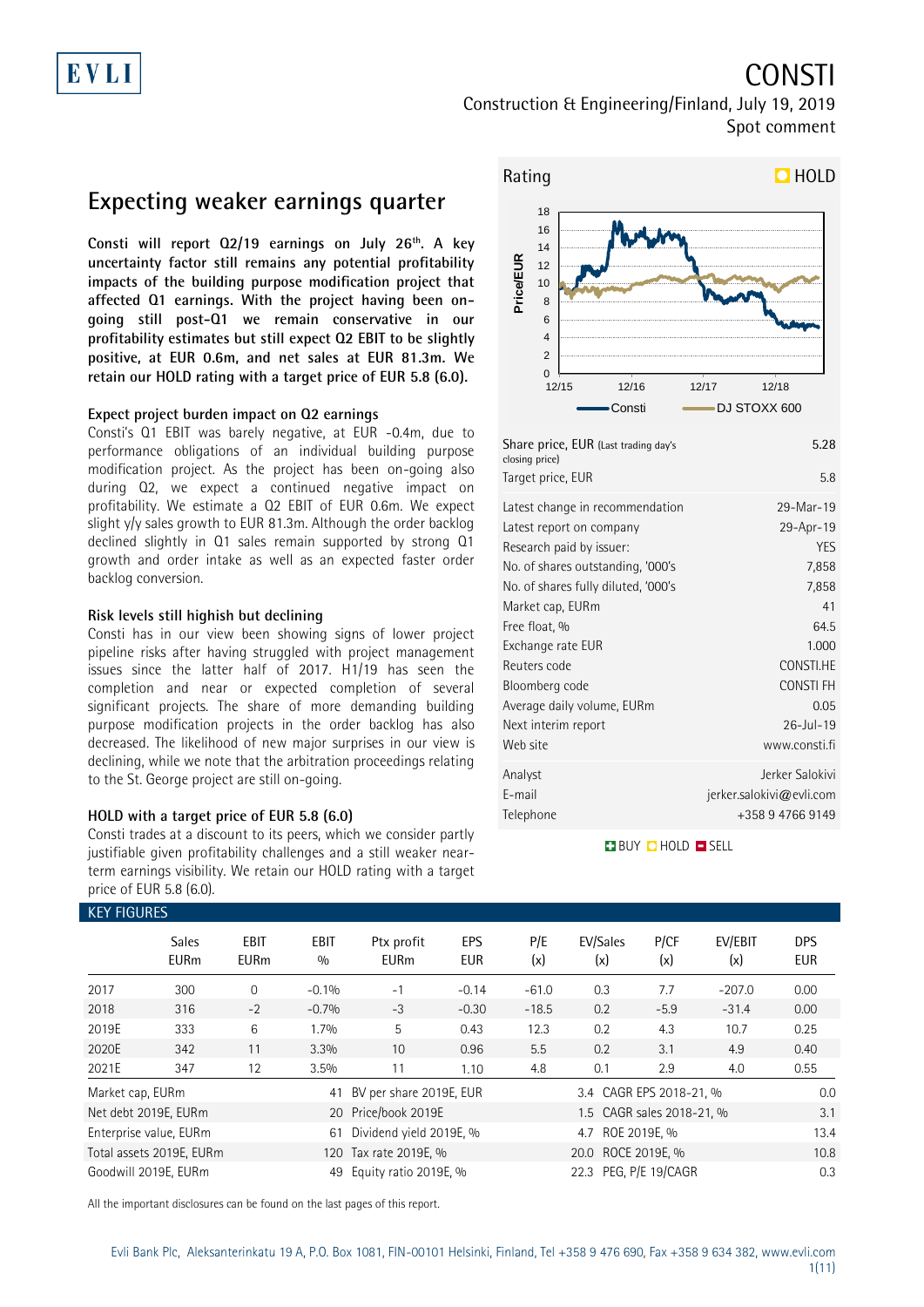# CONSTI

Construction & Engineering/Finland, July 19, 2019

Spot comment

## Expecting weaker earnings quarter

**Consti will report Q2/19 earnings on July 26th. A key uncertainty factor still remains any potential profitability impacts of the building purpose modification project that affected Q1 earnings. With the project having been on-going still post-Q1 we remain conservative in our profitability estimates but still expect Q2 EBIT to be slightly positive, at EUR 0.6m, and net sales at EUR 81.3m. We retain our HOLD rating with a target price of EUR 5.8 (6.0).**

### Expect project burden impact on Q2 earnings

Consti's Q1 EBIT was barely negative, at EUR -0.4m, due to performance obligations of an individual building purpose modification project. As the project has been on-going also during Q2, we expect a continued negative impact on profitability. We estimate a Q2 EBIT of EUR 0.6m. We expect slight y/y sales growth to EUR 81.3m. Although the order backlog declined slightly in Q1 sales remain supported by strong Q1 growth and order intake as well as an expected faster order backlog conversion.

### Risk levels still highish but declining

Consti has in our view been showing signs of lower project pipeline risks after having struggled with project management issues since the latter half of 2017. H1/19 has seen the completion and near or expected completion of several significant projects. The share of more demanding building purpose modification projects in the order backlog has also decreased. The likelihood of new major surprises in our view is declining, while we note that the arbitration proceedings relating to the St. George project are still on-going.

### HOLD with a target price of EUR 5.8 (6.0)

Consti trades at a discount to its peers, which we consider partly justifiable given profitability challenges and a still weaker near-term earnings visibility. We retain our HOLD rating with a target price of EUR 5.8 (6.0).

Rating: HOLD

| | |
|---|---|
| Share price, EUR (Last trading day's closing price) | 5.28 |
| Target price, EUR | 5.8 |
| Latest change in recommendation | 29-Mar-19 |
| Latest report on company | 29-Apr-19 |
| Research paid by issuer: | YES |
| No. of shares outstanding, '000's | 7,858 |
| No. of shares fully diluted, '000's | 7,858 |
| Market cap, EURm | 41 |
| Free float, % | 64.5 |
| Exchange rate EUR | 1.000 |
| Reuters code | CONSTI.HE |
| Bloomberg code | CONSTI FH |
| Average daily volume, EURm | 0.05 |
| Next interim report | 26-Jul-19 |
| Web site | www.consti.fi |
| Analyst | Jerker Salokivi |
| E-mail | jerker.salokivi@evli.com |
| Telephone | +358 9 4766 9149 |

### KEY FIGURES

| | Sales EURm | EBIT EURm | EBIT % | Ptx profit EURm | EPS EUR | P/E (x) | EV/Sales (x) | P/CF (x) | EV/EBIT (x) | DPS EUR |
|---|---|---|---|---|---|---|---|---|---|---|
| 2017 | 300 | 0 | -0.1% | -1 | -0.14 | -61.0 | 0.3 | 7.7 | -207.0 | 0.00 |
| 2018 | 316 | -2 | -0.7% | -3 | -0.30 | -18.5 | 0.2 | -5.9 | -31.4 | 0.00 |
| 2019E | 333 | 6 | 1.7% | 5 | 0.43 | 12.3 | 0.2 | 4.3 | 10.7 | 0.25 |
| 2020E | 342 | 11 | 3.3% | 10 | 0.96 | 5.5 | 0.2 | 3.1 | 4.9 | 0.40 |
| 2021E | 347 | 12 | 3.5% | 11 | 1.10 | 4.8 | 0.1 | 2.9 | 4.0 | 0.55 |

| | | | | | |
|---|---|---|---|---|---|
| Market cap, EURm | 41 | BV per share 2019E, EUR | 3.4 | CAGR EPS 2018-21, % | 0.0 |
| Net debt 2019E, EURm | 20 | Price/book 2019E | 1.5 | CAGR sales 2018-21, % | 3.1 |
| Enterprise value, EURm | 61 | Dividend yield 2019E, % | 4.7 | ROE 2019E, % | 13.4 |
| Total assets 2019E, EURm | 120 | Tax rate 2019E, % | 20.0 | ROCE 2019E, % | 10.8 |
| Goodwill 2019E, EURm | 49 | Equity ratio 2019E, % | 22.3 | PEG, P/E 19/CAGR | 0.3 |

All the important disclosures can be found on the last pages of this report.

Evli Bank Plc, Aleksanterinkatu 19 A, P.O. Box 1081, FIN-00101 Helsinki, Finland, Tel +358 9 476 690, Fax +358 9 634 382, www.evli.com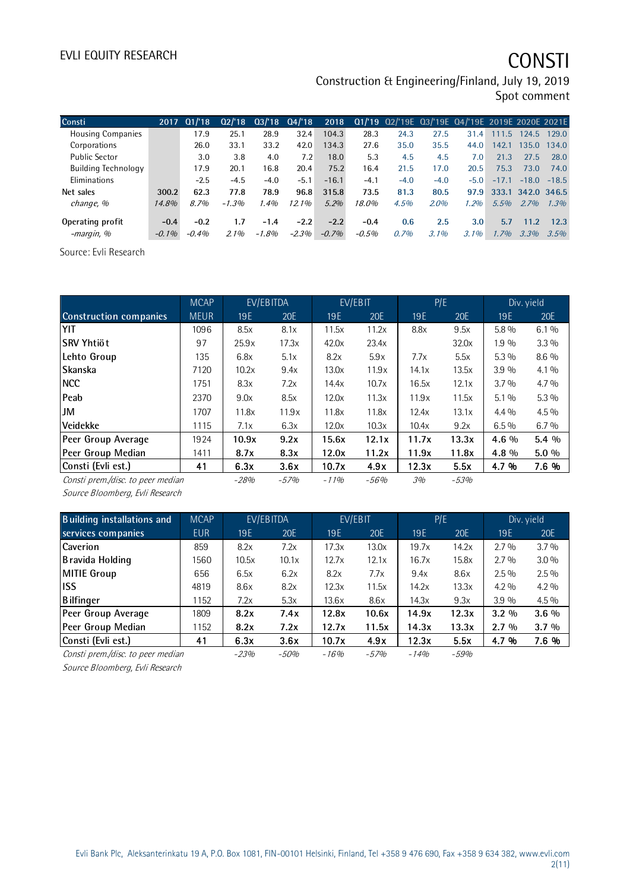# CONSTI

Construction & Engineering/Finland, July 19, 2019
Spot comment

| Consti | 2017 | Q1/'18 | Q2/'18 | Q3/'18 | Q4/'18 | 2018 | Q1/'19 | Q2/'19E | Q3/'19E | Q4/'19E | 2019E | 2020E | 2021E |
|---|---|---|---|---|---|---|---|---|---|---|---|---|---|
| Housing Companies | | 17.9 | 25.1 | 28.9 | 32.4 | 104.3 | 28.3 | 24.3 | 27.5 | 31.4 | 111.5 | 124.5 | 129.0 |
| Corporations | | 26.0 | 33.1 | 33.2 | 42.0 | 134.3 | 27.6 | 35.0 | 35.5 | 44.0 | 142.1 | 135.0 | 134.0 |
| Public Sector | | 3.0 | 3.8 | 4.0 | 7.2 | 18.0 | 5.3 | 4.5 | 4.5 | 7.0 | 21.3 | 27.5 | 28.0 |
| Building Technology | | 17.9 | 20.1 | 16.8 | 20.4 | 75.2 | 16.4 | 21.5 | 17.0 | 20.5 | 75.3 | 73.0 | 74.0 |
| Eliminations | | -2.5 | -4.5 | -4.0 | -5.1 | -16.1 | -4.1 | -4.0 | -4.0 | -5.0 | -17.1 | -18.0 | -18.5 |
| **Net sales** | **300.2** | **62.3** | **77.8** | **78.9** | **96.8** | **315.8** | **73.5** | **81.3** | **80.5** | **97.9** | **333.1** | **342.0** | **346.5** |
| *change, %* | *14.8%* | *8.7%* | *-1.3%* | *1.4%* | *12.1%* | *5.2%* | *18.0%* | *4.5%* | *2.0%* | *1.2%* | *5.5%* | *2.7%* | *1.3%* |
| **Operating profit** | **-0.4** | **-0.2** | **1.7** | **-1.4** | **-2.2** | **-2.2** | **-0.4** | **0.6** | **2.5** | **3.0** | **5.7** | **11.2** | **12.3** |
| *-margin, %* | *-0.1%* | *-0.4%* | *2.1%* | *-1.8%* | *-2.3%* | *-0.7%* | *-0.5%* | *0.7%* | *3.1%* | *3.1%* | *1.7%* | *3.3%* | *3.5%* |

Source: Evli Research

| | MCAP | EV/EBITDA | | EV/EBIT | | P/E | | Div. yield | |
|---|---|---|---|---|---|---|---|---|---|
| **Construction companies** | MEUR | 19E | 20E | 19E | 20E | 19E | 20E | 19E | 20E |
| YIT | 1096 | 8.5x | 8.1x | 11.5x | 11.2x | 8.8x | 9.5x | 5.8 % | 6.1 % |
| SRV Yhtiöt | 97 | 25.9x | 17.3x | 42.0x | 23.4x | | 32.0x | 1.9 % | 3.3 % |
| Lehto Group | 135 | 6.8x | 5.1x | 8.2x | 5.9x | 7.7x | 5.5x | 5.3 % | 8.6 % |
| Skanska | 7120 | 10.2x | 9.4x | 13.0x | 11.9x | 14.1x | 13.5x | 3.9 % | 4.1 % |
| NCC | 1751 | 8.3x | 7.2x | 14.4x | 10.7x | 16.5x | 12.1x | 3.7 % | 4.7 % |
| Peab | 2370 | 9.0x | 8.5x | 12.0x | 11.3x | 11.9x | 11.5x | 5.1 % | 5.3 % |
| JM | 1707 | 11.8x | 11.9x | 11.8x | 11.8x | 12.4x | 13.1x | 4.4 % | 4.5 % |
| Veidekke | 1115 | 7.1x | 6.3x | 12.0x | 10.3x | 10.4x | 9.2x | 6.5 % | 6.7 % |
| Peer Group Average | 1924 | **10.9x** | **9.2x** | **15.6x** | **12.1x** | **11.7x** | **13.3x** | **4.6 %** | **5.4 %** |
| Peer Group Median | 1411 | **8.7x** | **8.3x** | **12.0x** | **11.2x** | **11.9x** | **11.8x** | **4.8 %** | **5.0 %** |
| **Consti (Evli est.)** | **41** | **6.3x** | **3.6x** | **10.7x** | **4.9x** | **12.3x** | **5.5x** | **4.7 %** | **7.6 %** |
| *Consti prem./disc. to peer median* | | *-28%* | *-57%* | *-11%* | *-56%* | *3%* | *-53%* | | |

*Source Bloomberg, Evli Research*

| Building installations and | MCAP | EV/EBITDA | | EV/EBIT | | P/E | | Div. yield | |
|---|---|---|---|---|---|---|---|---|---|
| **services companies** | EUR | 19E | 20E | 19E | 20E | 19E | 20E | 19E | 20E |
| Caverion | 859 | 8.2x | 7.2x | 17.3x | 13.0x | 19.7x | 14.2x | 2.7 % | 3.7 % |
| Bravida Holding | 1560 | 10.5x | 10.1x | 12.7x | 12.1x | 16.7x | 15.8x | 2.7 % | 3.0 % |
| MITIE Group | 656 | 6.5x | 6.2x | 8.2x | 7.7x | 9.4x | 8.6x | 2.5 % | 2.5 % |
| ISS | 4819 | 8.6x | 8.2x | 12.3x | 11.5x | 14.2x | 13.3x | 4.2 % | 4.2 % |
| Bilfinger | 1152 | 7.2x | 5.3x | 13.6x | 8.6x | 14.3x | 9.3x | 3.9 % | 4.5 % |
| Peer Group Average | 1809 | **8.2x** | **7.4x** | **12.8x** | **10.6x** | **14.9x** | **12.3x** | **3.2 %** | **3.6 %** |
| Peer Group Median | 1152 | **8.2x** | **7.2x** | **12.7x** | **11.5x** | **14.3x** | **13.3x** | **2.7 %** | **3.7 %** |
| **Consti (Evli est.)** | **41** | **6.3x** | **3.6x** | **10.7x** | **4.9x** | **12.3x** | **5.5x** | **4.7 %** | **7.6 %** |
| *Consti prem./disc. to peer median* | | *-23%* | *-50%* | *-16%* | *-57%* | *-14%* | *-59%* | | |

*Source Bloomberg, Evli Research*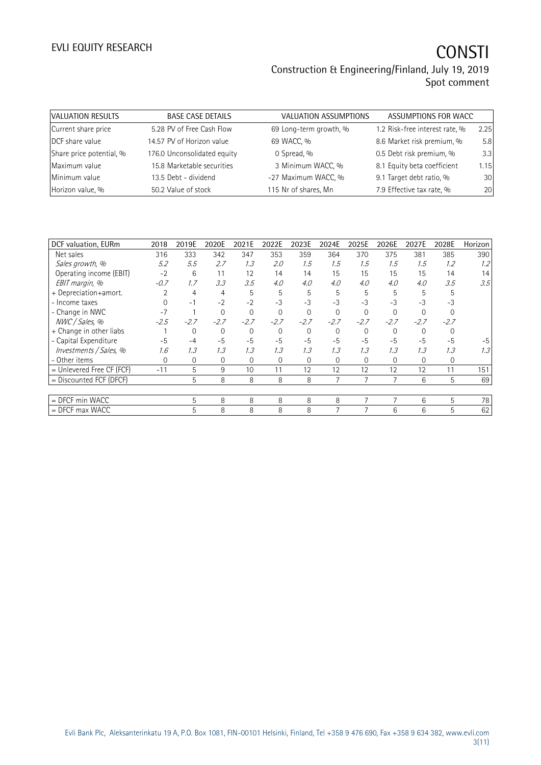| VALUATION RESULTS | BASE CASE DETAILS | | VALUATION ASSUMPTIONS | | ASSUMPTIONS FOR WACC | |
|---|---|---|---|---|---|---|
| Current share price | 5.28 | PV of Free Cash Flow | 69 | Long-term growth, % | 1.2 | Risk-free interest rate, % | 2.25 |
| DCF share value | 14.57 | PV of Horizon value | 69 | WACC, % | 8.6 | Market risk premium, % | 5.8 |
| Share price potential, % | 176.0 | Unconsolidated equity | 0 | Spread, % | 0.5 | Debt risk premium, % | 3.3 |
| Maximum value | 15.8 | Marketable securities | 3 | Minimum WACC, % | 8.1 | Equity beta coefficient | 1.15 |
| Minimum value | 13.5 | Debt - dividend | -27 | Maximum WACC, % | 9.1 | Target debt ratio, % | 30 |
| Horizon value, % | 50.2 | Value of stock | 115 | Nr of shares, Mn | 7.9 | Effective tax rate, % | 20 |

| DCF valuation, EURm | 2018 | 2019E | 2020E | 2021E | 2022E | 2023E | 2024E | 2025E | 2026E | 2027E | 2028E | Horizon |
|---|---|---|---|---|---|---|---|---|---|---|---|---|
| Net sales | 316 | 333 | 342 | 347 | 353 | 359 | 364 | 370 | 375 | 381 | 385 | 390 |
| *Sales growth, %* | *5.2* | *5.5* | *2.7* | *1.3* | *2.0* | *1.5* | *1.5* | *1.5* | *1.5* | *1.5* | *1.2* | *1.2* |
| Operating income (EBIT) | -2 | 6 | 11 | 12 | 14 | 14 | 15 | 15 | 15 | 15 | 14 | 14 |
| *EBIT margin, %* | *-0.7* | *1.7* | *3.3* | *3.5* | *4.0* | *4.0* | *4.0* | *4.0* | *4.0* | *4.0* | *3.5* | *3.5* |
| + Depreciation+amort. | 2 | 4 | 4 | 5 | 5 | 5 | 5 | 5 | 5 | 5 | 5 | |
| - Income taxes | 0 | -1 | -2 | -2 | -3 | -3 | -3 | -3 | -3 | -3 | -3 | |
| - Change in NWC | -7 | 1 | 0 | 0 | 0 | 0 | 0 | 0 | 0 | 0 | 0 | |
| *NWC / Sales, %* | *-2.5* | *-2.7* | *-2.7* | *-2.7* | *-2.7* | *-2.7* | *-2.7* | *-2.7* | *-2.7* | *-2.7* | *-2.7* | |
| + Change in other liabs | 1 | 0 | 0 | 0 | 0 | 0 | 0 | 0 | 0 | 0 | 0 | |
| - Capital Expenditure | -5 | -4 | -5 | -5 | -5 | -5 | -5 | -5 | -5 | -5 | -5 | -5 |
| *Investments / Sales, %* | *1.6* | *1.3* | *1.3* | *1.3* | *1.3* | *1.3* | *1.3* | *1.3* | *1.3* | *1.3* | *1.3* | *1.3* |
| - Other items | 0 | 0 | 0 | 0 | 0 | 0 | 0 | 0 | 0 | 0 | 0 | |
| = Unlevered Free CF (FCF) | -11 | 5 | 9 | 10 | 11 | 12 | 12 | 12 | 12 | 12 | 11 | 151 |
| = Discounted FCF (DFCF) | | 5 | 8 | 8 | 8 | 8 | 7 | 7 | 7 | 6 | 5 | 69 |
| | | | | | | | | | | | | |
| = DFCF min WACC | | 5 | 8 | 8 | 8 | 8 | 8 | 7 | 7 | 6 | 5 | 78 |
| = DFCF max WACC | | 5 | 8 | 8 | 8 | 8 | 7 | 7 | 6 | 6 | 5 | 62 |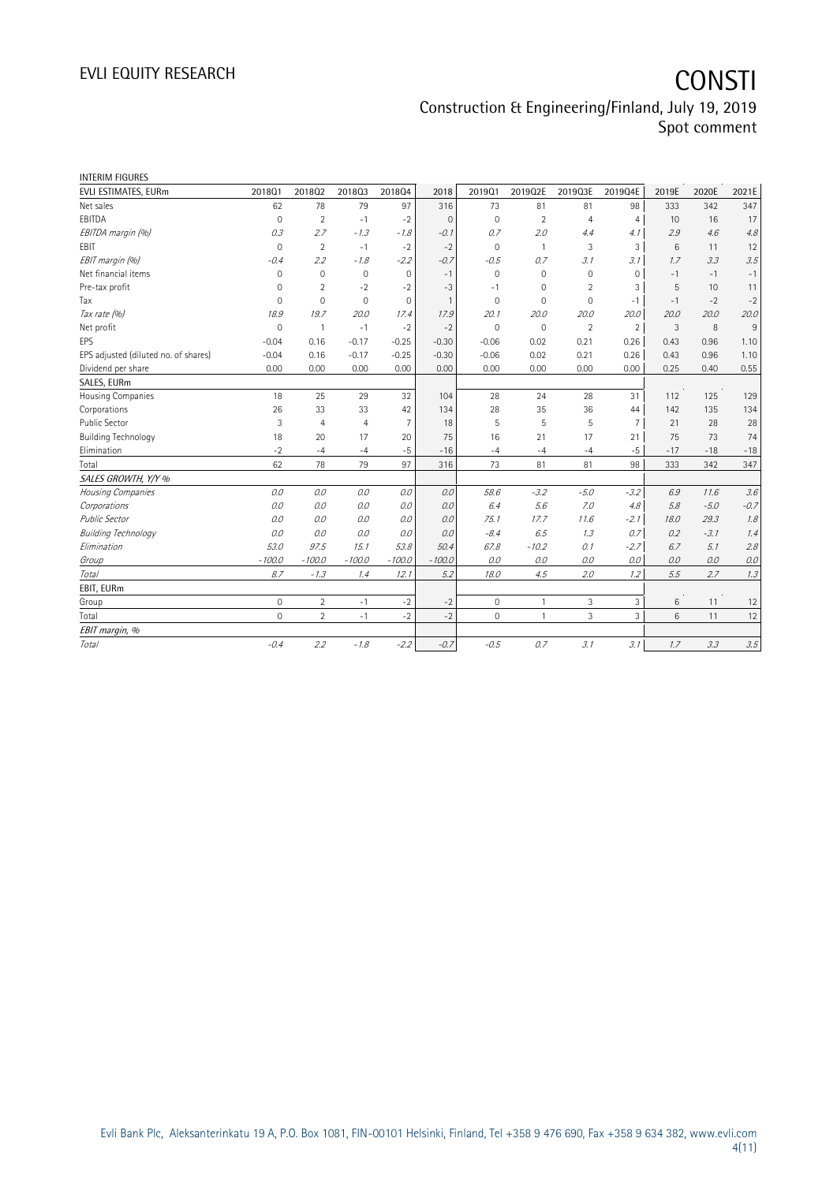INTERIM FIGURES

| EVLI ESTIMATES, EURm | 2018Q1 | 2018Q2 | 2018Q3 | 2018Q4 | 2018 | 2019Q1 | 2019Q2E | 2019Q3E | 2019Q4E | 2019E | 2020E | 2021E |
|---|---|---|---|---|---|---|---|---|---|---|---|---|
| Net sales | 62 | 78 | 79 | 97 | 316 | 73 | 81 | 81 | 98 | 333 | 342 | 347 |
| EBITDA | 0 | 2 | -1 | -2 | 0 | 0 | 2 | 4 | 4 | 10 | 16 | 17 |
| *EBITDA margin (%)* | *0.3* | *2.7* | *-1.3* | *-1.8* | *-0.1* | *0.7* | *2.0* | *4.4* | *4.1* | *2.9* | *4.6* | *4.8* |
| EBIT | 0 | 2 | -1 | -2 | -2 | 0 | 1 | 3 | 3 | 6 | 11 | 12 |
| *EBIT margin (%)* | *-0.4* | *2.2* | *-1.8* | *-2.2* | *-0.7* | *-0.5* | *0.7* | *3.1* | *3.1* | *1.7* | *3.3* | *3.5* |
| Net financial items | 0 | 0 | 0 | 0 | -1 | 0 | 0 | 0 | 0 | -1 | -1 | -1 |
| Pre-tax profit | 0 | 2 | -2 | -2 | -3 | -1 | 0 | 2 | 3 | 5 | 10 | 11 |
| Tax | 0 | 0 | 0 | 0 | 1 | 0 | 0 | 0 | -1 | -1 | -2 | -2 |
| *Tax rate (%)* | *18.9* | *19.7* | *20.0* | *17.4* | *17.9* | *20.1* | *20.0* | *20.0* | *20.0* | *20.0* | *20.0* | *20.0* |
| Net profit | 0 | 1 | -1 | -2 | -2 | 0 | 0 | 2 | 2 | 3 | 8 | 9 |
| EPS | -0.04 | 0.16 | -0.17 | -0.25 | -0.30 | -0.06 | 0.02 | 0.21 | 0.26 | 0.43 | 0.96 | 1.10 |
| EPS adjusted (diluted no. of shares) | -0.04 | 0.16 | -0.17 | -0.25 | -0.30 | -0.06 | 0.02 | 0.21 | 0.26 | 0.43 | 0.96 | 1.10 |
| Dividend per share | 0.00 | 0.00 | 0.00 | 0.00 | 0.00 | 0.00 | 0.00 | 0.00 | 0.00 | 0.25 | 0.40 | 0.55 |
| SALES, EURm | | | | | | | | | | | | |
| Housing Companies | 18 | 25 | 29 | 32 | 104 | 28 | 24 | 28 | 31 | 112 | 125 | 129 |
| Corporations | 26 | 33 | 33 | 42 | 134 | 28 | 35 | 36 | 44 | 142 | 135 | 134 |
| Public Sector | 3 | 4 | 4 | 7 | 18 | 5 | 5 | 5 | 7 | 21 | 28 | 28 |
| Building Technology | 18 | 20 | 17 | 20 | 75 | 16 | 21 | 17 | 21 | 75 | 73 | 74 |
| Elimination | -2 | -4 | -4 | -5 | -16 | -4 | -4 | -4 | -5 | -17 | -18 | -18 |
| Total | 62 | 78 | 79 | 97 | 316 | 73 | 81 | 81 | 98 | 333 | 342 | 347 |
| *SALES GROWTH, Y/Y %* | | | | | | | | | | | | |
| *Housing Companies* | *0.0* | *0.0* | *0.0* | *0.0* | *0.0* | *58.6* | *-3.2* | *-5.0* | *-3.2* | *6.9* | *11.6* | *3.6* |
| *Corporations* | *0.0* | *0.0* | *0.0* | *0.0* | *0.0* | *6.4* | *5.6* | *7.0* | *4.8* | *5.8* | *-5.0* | *-0.7* |
| *Public Sector* | *0.0* | *0.0* | *0.0* | *0.0* | *0.0* | *75.1* | *17.7* | *11.6* | *-2.1* | *18.0* | *29.3* | *1.8* |
| *Building Technology* | *0.0* | *0.0* | *0.0* | *0.0* | *0.0* | *-8.4* | *6.5* | *1.3* | *0.7* | *0.2* | *-3.1* | *1.4* |
| *Elimination* | *53.0* | *97.5* | *15.1* | *53.8* | *50.4* | *67.8* | *-10.2* | *0.1* | *-2.7* | *6.7* | *5.1* | *2.8* |
| *Group* | *-100.0* | *-100.0* | *-100.0* | *-100.0* | *-100.0* | *0.0* | *0.0* | *0.0* | *0.0* | *0.0* | *0.0* | *0.0* |
| *Total* | *8.7* | *-1.3* | *1.4* | *12.1* | *5.2* | *18.0* | *4.5* | *2.0* | *1.2* | *5.5* | *2.7* | *1.3* |
| EBIT, EURm | | | | | | | | | | | | |
| Group | 0 | 2 | -1 | -2 | -2 | 0 | 1 | 3 | 3 | 6 | 11 | 12 |
| Total | 0 | 2 | -1 | -2 | -2 | 0 | 1 | 3 | 3 | 6 | 11 | 12 |
| *EBIT margin, %* | | | | | | | | | | | | |
| *Total* | *-0.4* | *2.2* | *-1.8* | *-2.2* | *-0.7* | *-0.5* | *0.7* | *3.1* | *3.1* | *1.7* | *3.3* | *3.5* |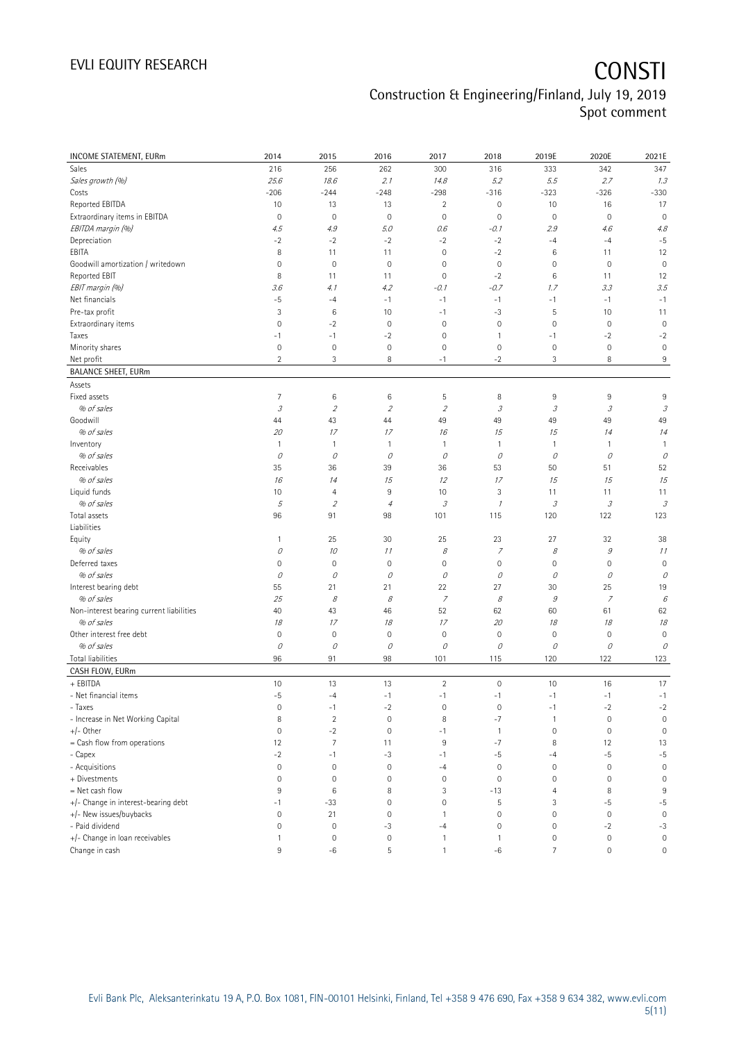# CONSTI

Construction & Engineering/Finland, July 19, 2019
Spot comment

| INCOME STATEMENT, EURm | 2014 | 2015 | 2016 | 2017 | 2018 | 2019E | 2020E | 2021E |
|---|---|---|---|---|---|---|---|---|
| Sales | 216 | 256 | 262 | 300 | 316 | 333 | 342 | 347 |
| *Sales growth (%)* | *25.6* | *18.6* | *2.1* | *14.8* | *5.2* | *5.5* | *2.7* | *1.3* |
| Costs | -206 | -244 | -248 | -298 | -316 | -323 | -326 | -330 |
| Reported EBITDA | 10 | 13 | 13 | 2 | 0 | 10 | 16 | 17 |
| Extraordinary items in EBITDA | 0 | 0 | 0 | 0 | 0 | 0 | 0 | 0 |
| *EBITDA margin (%)* | *4.5* | *4.9* | *5.0* | *0.6* | *-0.1* | *2.9* | *4.6* | *4.8* |
| Depreciation | -2 | -2 | -2 | -2 | -2 | -4 | -4 | -5 |
| EBITA | 8 | 11 | 11 | 0 | -2 | 6 | 11 | 12 |
| Goodwill amortization / writedown | 0 | 0 | 0 | 0 | 0 | 0 | 0 | 0 |
| Reported EBIT | 8 | 11 | 11 | 0 | -2 | 6 | 11 | 12 |
| *EBIT margin (%)* | *3.6* | *4.1* | *4.2* | *-0.1* | *-0.7* | *1.7* | *3.3* | *3.5* |
| Net financials | -5 | -4 | -1 | -1 | -1 | -1 | -1 | -1 |
| Pre-tax profit | 3 | 6 | 10 | -1 | -3 | 5 | 10 | 11 |
| Extraordinary items | 0 | -2 | 0 | 0 | 0 | 0 | 0 | 0 |
| Taxes | -1 | -1 | -2 | 0 | 1 | -1 | -2 | -2 |
| Minority shares | 0 | 0 | 0 | 0 | 0 | 0 | 0 | 0 |
| Net profit | 2 | 3 | 8 | -1 | -2 | 3 | 8 | 9 |
| **BALANCE SHEET, EURm** | | | | | | | | |
| Assets | | | | | | | | |
| Fixed assets | 7 | 6 | 6 | 5 | 8 | 9 | 9 | 9 |
| *% of sales* | *3* | *2* | *2* | *2* | *3* | *3* | *3* | *3* |
| Goodwill | 44 | 43 | 44 | 49 | 49 | 49 | 49 | 49 |
| *% of sales* | *20* | *17* | *17* | *16* | *15* | *15* | *14* | *14* |
| Inventory | 1 | 1 | 1 | 1 | 1 | 1 | 1 | 1 |
| *% of sales* | *0* | *0* | *0* | *0* | *0* | *0* | *0* | *0* |
| Receivables | 35 | 36 | 39 | 36 | 53 | 50 | 51 | 52 |
| *% of sales* | *16* | *14* | *15* | *12* | *17* | *15* | *15* | *15* |
| Liquid funds | 10 | 4 | 9 | 10 | 3 | 11 | 11 | 11 |
| *% of sales* | *5* | *2* | *4* | *3* | *1* | *3* | *3* | *3* |
| Total assets | 96 | 91 | 98 | 101 | 115 | 120 | 122 | 123 |
| Liabilities | | | | | | | | |
| Equity | 1 | 25 | 30 | 25 | 23 | 27 | 32 | 38 |
| *% of sales* | *0* | *10* | *11* | *8* | *7* | *8* | *9* | *11* |
| Deferred taxes | 0 | 0 | 0 | 0 | 0 | 0 | 0 | 0 |
| *% of sales* | *0* | *0* | *0* | *0* | *0* | *0* | *0* | *0* |
| Interest bearing debt | 55 | 21 | 21 | 22 | 27 | 30 | 25 | 19 |
| *% of sales* | *25* | *8* | *8* | *7* | *8* | *9* | *7* | *6* |
| Non-interest bearing current liabilities | 40 | 43 | 46 | 52 | 62 | 60 | 61 | 62 |
| *% of sales* | *18* | *17* | *18* | *17* | *20* | *18* | *18* | *18* |
| Other interest free debt | 0 | 0 | 0 | 0 | 0 | 0 | 0 | 0 |
| *% of sales* | *0* | *0* | *0* | *0* | *0* | *0* | *0* | *0* |
| Total liabilities | 96 | 91 | 98 | 101 | 115 | 120 | 122 | 123 |
| **CASH FLOW, EURm** | | | | | | | | |
| + EBITDA | 10 | 13 | 13 | 2 | 0 | 10 | 16 | 17 |
| - Net financial items | -5 | -4 | -1 | -1 | -1 | -1 | -1 | -1 |
| - Taxes | 0 | -1 | -2 | 0 | 0 | -1 | -2 | -2 |
| - Increase in Net Working Capital | 8 | 2 | 0 | 8 | -7 | 1 | 0 | 0 |
| +/- Other | 0 | -2 | 0 | -1 | 1 | 0 | 0 | 0 |
| = Cash flow from operations | 12 | 7 | 11 | 9 | -7 | 8 | 12 | 13 |
| - Capex | -2 | -1 | -3 | -1 | -5 | -4 | -5 | -5 |
| - Acquisitions | 0 | 0 | 0 | -4 | 0 | 0 | 0 | 0 |
| + Divestments | 0 | 0 | 0 | 0 | 0 | 0 | 0 | 0 |
| = Net cash flow | 9 | 6 | 8 | 3 | -13 | 4 | 8 | 9 |
| +/- Change in interest-bearing debt | -1 | -33 | 0 | 0 | 5 | 3 | -5 | -5 |
| +/- New issues/buybacks | 0 | 21 | 0 | 1 | 0 | 0 | 0 | 0 |
| - Paid dividend | 0 | 0 | -3 | -4 | 0 | 0 | -2 | -3 |
| +/- Change in loan receivables | 1 | 0 | 0 | 1 | 1 | 0 | 0 | 0 |
| Change in cash | 9 | -6 | 5 | 1 | -6 | 7 | 0 | 0 |

Evli Bank Plc, Aleksanterinkatu 19 A, P.O. Box 1081, FIN-00101 Helsinki, Finland, Tel +358 9 476 690, Fax +358 9 634 382, www.evli.com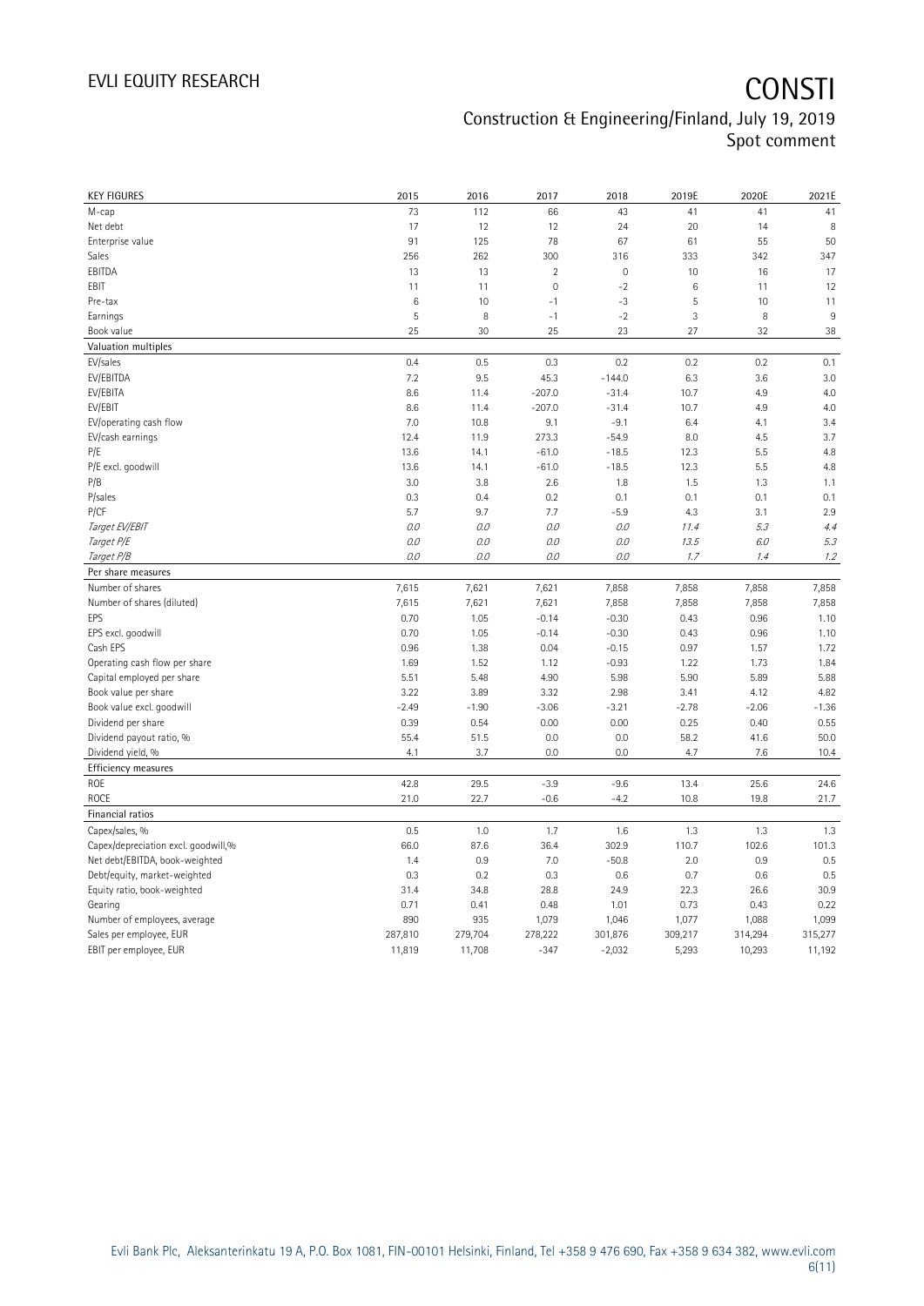| KEY FIGURES | 2015 | 2016 | 2017 | 2018 | 2019E | 2020E | 2021E |
|---|---|---|---|---|---|---|---|
| M-cap | 73 | 112 | 66 | 43 | 41 | 41 | 41 |
| Net debt | 17 | 12 | 12 | 24 | 20 | 14 | 8 |
| Enterprise value | 91 | 125 | 78 | 67 | 61 | 55 | 50 |
| Sales | 256 | 262 | 300 | 316 | 333 | 342 | 347 |
| EBITDA | 13 | 13 | 2 | 0 | 10 | 16 | 17 |
| EBIT | 11 | 11 | 0 | -2 | 6 | 11 | 12 |
| Pre-tax | 6 | 10 | -1 | -3 | 5 | 10 | 11 |
| Earnings | 5 | 8 | -1 | -2 | 3 | 8 | 9 |
| Book value | 25 | 30 | 25 | 23 | 27 | 32 | 38 |
| **Valuation multiples** | | | | | | | |
| EV/sales | 0.4 | 0.5 | 0.3 | 0.2 | 0.2 | 0.2 | 0.1 |
| EV/EBITDA | 7.2 | 9.5 | 45.3 | -144.0 | 6.3 | 3.6 | 3.0 |
| EV/EBITA | 8.6 | 11.4 | -207.0 | -31.4 | 10.7 | 4.9 | 4.0 |
| EV/EBIT | 8.6 | 11.4 | -207.0 | -31.4 | 10.7 | 4.9 | 4.0 |
| EV/operating cash flow | 7.0 | 10.8 | 9.1 | -9.1 | 6.4 | 4.1 | 3.4 |
| EV/cash earnings | 12.4 | 11.9 | 273.3 | -54.9 | 8.0 | 4.5 | 3.7 |
| P/E | 13.6 | 14.1 | -61.0 | -18.5 | 12.3 | 5.5 | 4.8 |
| P/E excl. goodwill | 13.6 | 14.1 | -61.0 | -18.5 | 12.3 | 5.5 | 4.8 |
| P/B | 3.0 | 3.8 | 2.6 | 1.8 | 1.5 | 1.3 | 1.1 |
| P/sales | 0.3 | 0.4 | 0.2 | 0.1 | 0.1 | 0.1 | 0.1 |
| P/CF | 5.7 | 9.7 | 7.7 | -5.9 | 4.3 | 3.1 | 2.9 |
| *Target EV/EBIT* | *0.0* | *0.0* | *0.0* | *0.0* | *11.4* | *5.3* | *4.4* |
| *Target P/E* | *0.0* | *0.0* | *0.0* | *0.0* | *13.5* | *6.0* | *5.3* |
| *Target P/B* | *0.0* | *0.0* | *0.0* | *0.0* | *1.7* | *1.4* | *1.2* |
| **Per share measures** | | | | | | | |
| Number of shares | 7,615 | 7,621 | 7,621 | 7,858 | 7,858 | 7,858 | 7,858 |
| Number of shares (diluted) | 7,615 | 7,621 | 7,621 | 7,858 | 7,858 | 7,858 | 7,858 |
| EPS | 0.70 | 1.05 | -0.14 | -0.30 | 0.43 | 0.96 | 1.10 |
| EPS excl. goodwill | 0.70 | 1.05 | -0.14 | -0.30 | 0.43 | 0.96 | 1.10 |
| Cash EPS | 0.96 | 1.38 | 0.04 | -0.15 | 0.97 | 1.57 | 1.72 |
| Operating cash flow per share | 1.69 | 1.52 | 1.12 | -0.93 | 1.22 | 1.73 | 1.84 |
| Capital employed per share | 5.51 | 5.48 | 4.90 | 5.98 | 5.90 | 5.89 | 5.88 |
| Book value per share | 3.22 | 3.89 | 3.32 | 2.98 | 3.41 | 4.12 | 4.82 |
| Book value excl. goodwill | -2.49 | -1.90 | -3.06 | -3.21 | -2.78 | -2.06 | -1.36 |
| Dividend per share | 0.39 | 0.54 | 0.00 | 0.00 | 0.25 | 0.40 | 0.55 |
| Dividend payout ratio, % | 55.4 | 51.5 | 0.0 | 0.0 | 58.2 | 41.6 | 50.0 |
| Dividend yield, % | 4.1 | 3.7 | 0.0 | 0.0 | 4.7 | 7.6 | 10.4 |
| **Efficiency measures** | | | | | | | |
| ROE | 42.8 | 29.5 | -3.9 | -9.6 | 13.4 | 25.6 | 24.6 |
| ROCE | 21.0 | 22.7 | -0.6 | -4.2 | 10.8 | 19.8 | 21.7 |
| **Financial ratios** | | | | | | | |
| Capex/sales, % | 0.5 | 1.0 | 1.7 | 1.6 | 1.3 | 1.3 | 1.3 |
| Capex/depreciation excl. goodwill,% | 66.0 | 87.6 | 36.4 | 302.9 | 110.7 | 102.6 | 101.3 |
| Net debt/EBITDA, book-weighted | 1.4 | 0.9 | 7.0 | -50.8 | 2.0 | 0.9 | 0.5 |
| Debt/equity, market-weighted | 0.3 | 0.2 | 0.3 | 0.6 | 0.7 | 0.6 | 0.5 |
| Equity ratio, book-weighted | 31.4 | 34.8 | 28.8 | 24.9 | 22.3 | 26.6 | 30.9 |
| Gearing | 0.71 | 0.41 | 0.48 | 1.01 | 0.73 | 0.43 | 0.22 |
| Number of employees, average | 890 | 935 | 1,079 | 1,046 | 1,077 | 1,088 | 1,099 |
| Sales per employee, EUR | 287,810 | 279,704 | 278,222 | 301,876 | 309,217 | 314,294 | 315,277 |
| EBIT per employee, EUR | 11,819 | 11,708 | -347 | -2,032 | 5,293 | 10,293 | 11,192 |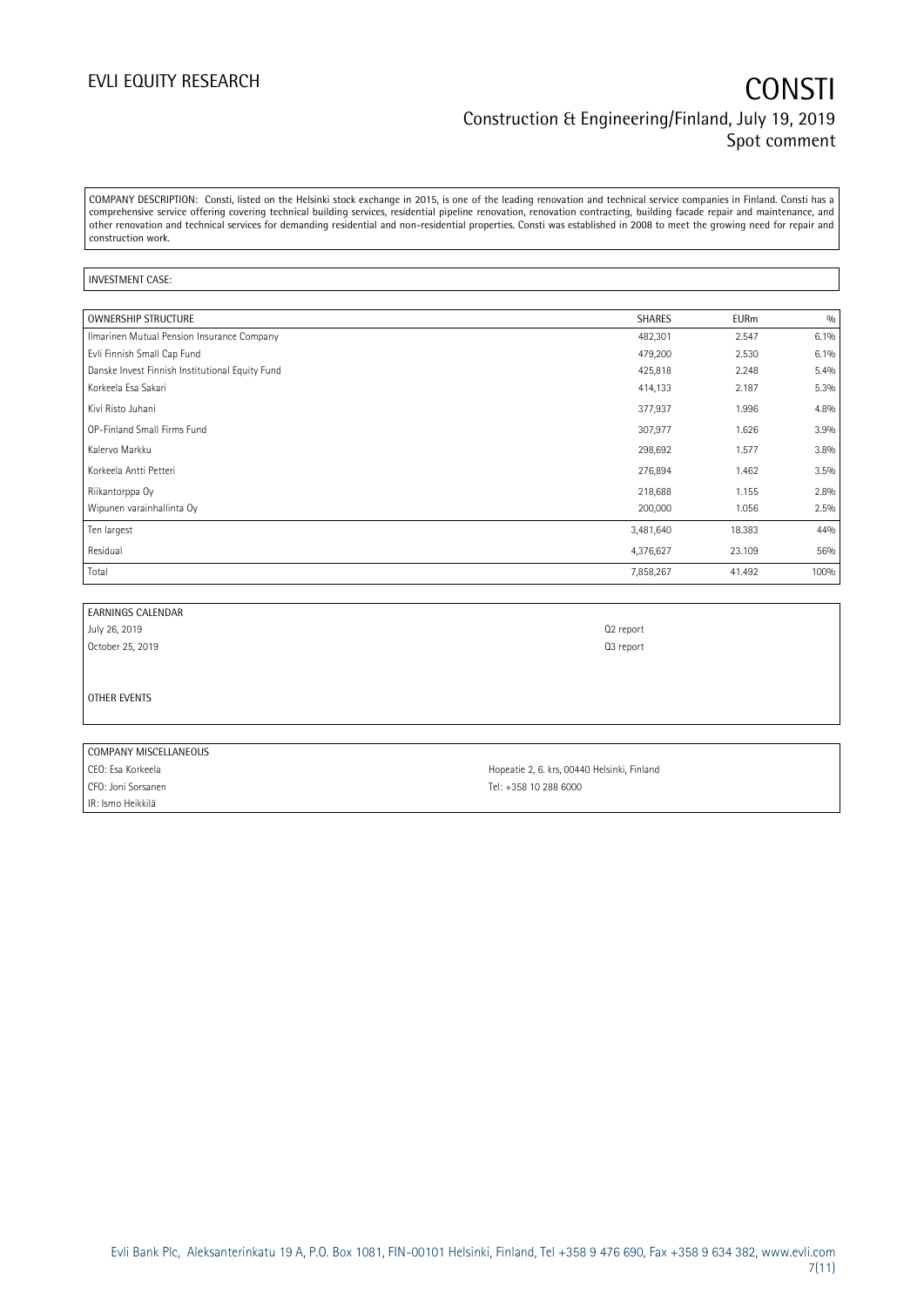COMPANY DESCRIPTION: Consti, listed on the Helsinki stock exchange in 2015, is one of the leading renovation and technical service companies in Finland. Consti has a comprehensive service offering covering technical building services, residential pipeline renovation, renovation contracting, building facade repair and maintenance, and other renovation and technical services for demanding residential and non-residential properties. Consti was established in 2008 to meet the growing need for repair and construction work.

INVESTMENT CASE:

| OWNERSHIP STRUCTURE | SHARES | EURm | % |
|---|---|---|---|
| Ilmarinen Mutual Pension Insurance Company | 482,301 | 2.547 | 6.1% |
| Evli Finnish Small Cap Fund | 479,200 | 2.530 | 6.1% |
| Danske Invest Finnish Institutional Equity Fund | 425,818 | 2.248 | 5.4% |
| Korkeela Esa Sakari | 414,133 | 2.187 | 5.3% |
| Kivi Risto Juhani | 377,937 | 1.996 | 4.8% |
| OP-Finland Small Firms Fund | 307,977 | 1.626 | 3.9% |
| Kalervo Markku | 298,692 | 1.577 | 3.8% |
| Korkeela Antti Petteri | 276,894 | 1.462 | 3.5% |
| Riikantorppa Oy | 218,688 | 1.155 | 2.8% |
| Wipunen varainhallinta Oy | 200,000 | 1.056 | 2.5% |
| Ten largest | 3,481,640 | 18.383 | 44% |
| Residual | 4,376,627 | 23.109 | 56% |
| Total | 7,858,267 | 41.492 | 100% |

| EARNINGS CALENDAR | |
|---|---|
| July 26, 2019 | Q2 report |
| October 25, 2019 | Q3 report |

OTHER EVENTS

| COMPANY MISCELLANEOUS | |
|---|---|
| CEO: Esa Korkeela | Hopeatie 2, 6. krs, 00440 Helsinki, Finland |
| CFO: Joni Sorsanen | Tel: +358 10 288 6000 |
| IR: Ismo Heikkilä | |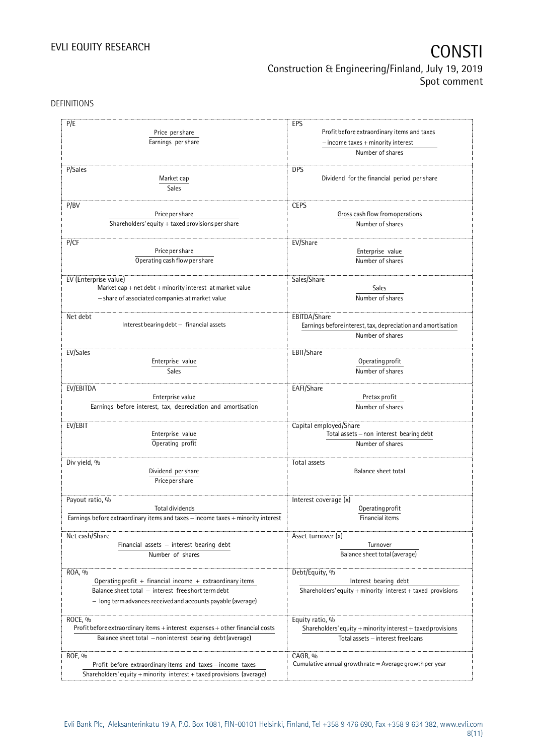DEFINITIONS

| | |
|---|---|
| **P/E**<br>$\frac{\text{Price per share}}{\text{Earnings per share}}$ | **EPS**<br>$\frac{\text{Profit before extraordinary items and taxes} - \text{income taxes} + \text{minority interest}}{\text{Number of shares}}$ |
| **P/Sales**<br>$\frac{\text{Market cap}}{\text{Sales}}$ | **DPS**<br>Dividend for the financial period per share |
| **P/BV**<br>$\frac{\text{Price per share}}{\text{Shareholders' equity} + \text{taxed provisions per share}}$ | **CEPS**<br>$\frac{\text{Gross cash flow from operations}}{\text{Number of shares}}$ |
| **P/CF**<br>$\frac{\text{Price per share}}{\text{Operating cash flow per share}}$ | **EV/Share**<br>$\frac{\text{Enterprise value}}{\text{Number of shares}}$ |
| **EV (Enterprise value)**<br>Market cap + net debt + minority interest at market value − share of associated companies at market value | **Sales/Share**<br>$\frac{\text{Sales}}{\text{Number of shares}}$ |
| **Net debt**<br>Interest bearing debt − financial assets | **EBITDA/Share**<br>$\frac{\text{Earnings before interest, tax, depreciation and amortisation}}{\text{Number of shares}}$ |
| **EV/Sales**<br>$\frac{\text{Enterprise value}}{\text{Sales}}$ | **EBIT/Share**<br>$\frac{\text{Operating profit}}{\text{Number of shares}}$ |
| **EV/EBITDA**<br>$\frac{\text{Enterprise value}}{\text{Earnings before interest, tax, depreciation and amortisation}}$ | **EAFI/Share**<br>$\frac{\text{Pretax profit}}{\text{Number of shares}}$ |
| **EV/EBIT**<br>$\frac{\text{Enterprise value}}{\text{Operating profit}}$ | **Capital employed/Share**<br>$\frac{\text{Total assets} - \text{non interest bearing debt}}{\text{Number of shares}}$ |
| **Div yield, %**<br>$\frac{\text{Dividend per share}}{\text{Price per share}}$ | **Total assets**<br>Balance sheet total |
| **Payout ratio, %**<br>$\frac{\text{Total dividends}}{\text{Earnings before extraordinary items and taxes} - \text{income taxes} + \text{minority interest}}$ | **Interest coverage (x)**<br>$\frac{\text{Operating profit}}{\text{Financial items}}$ |
| **Net cash/Share**<br>$\frac{\text{Financial assets} - \text{interest bearing debt}}{\text{Number of shares}}$ | **Asset turnover (x)**<br>$\frac{\text{Turnover}}{\text{Balance sheet total (average)}}$ |
| **ROA, %**<br>$\frac{\text{Operating profit} + \text{financial income} + \text{extraordinary items}}{\text{Balance sheet total} - \text{interest free short term debt} - \text{long term advances received and accounts payable (average)}}$ | **Debt/Equity, %**<br>$\frac{\text{Interest bearing debt}}{\text{Shareholders' equity} + \text{minority interest} + \text{taxed provisions}}$ |
| **ROCE, %**<br>$\frac{\text{Profit before extraordinary items} + \text{interest expenses} + \text{other financial costs}}{\text{Balance sheet total} - \text{non interest bearing debt (average)}}$ | **Equity ratio, %**<br>$\frac{\text{Shareholders' equity} + \text{minority interest} + \text{taxed provisions}}{\text{Total assets} - \text{interest free loans}}$ |
| **ROE, %**<br>$\frac{\text{Profit before extraordinary items and taxes} - \text{income taxes}}{\text{Shareholders' equity} + \text{minority interest} + \text{taxed provisions (average)}}$ | **CAGR, %**<br>Cumulative annual growth rate = Average growth per year |

Evli Bank Plc, Aleksanterinkatu 19 A, P.O. Box 1081, FIN-00101 Helsinki, Finland, Tel +358 9 476 690, Fax +358 9 634 382, www.evli.com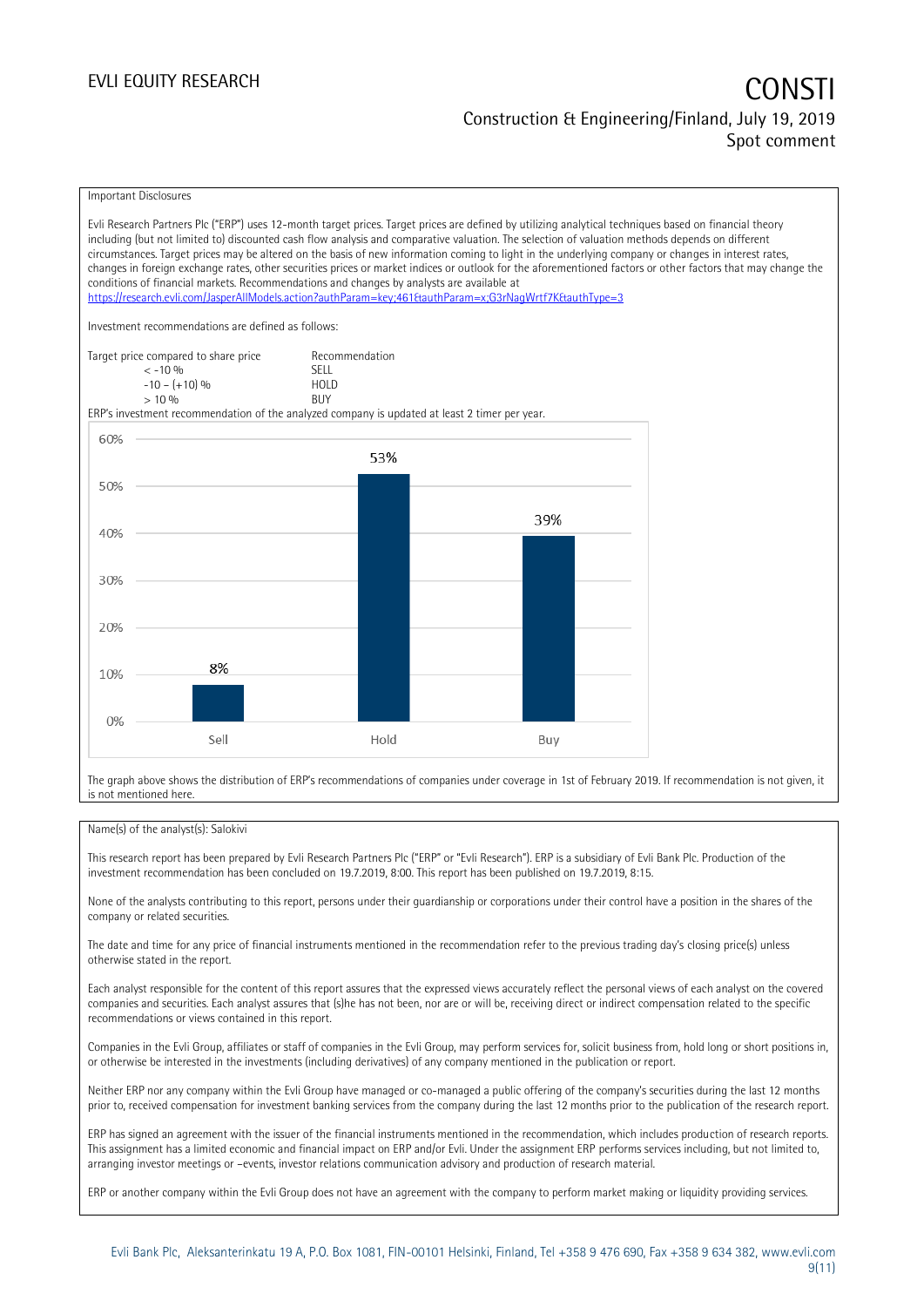Important Disclosures

Evli Research Partners Plc ("ERP") uses 12-month target prices. Target prices are defined by utilizing analytical techniques based on financial theory including (but not limited to) discounted cash flow analysis and comparative valuation. The selection of valuation methods depends on different circumstances. Target prices may be altered on the basis of new information coming to light in the underlying company or changes in interest rates, changes in foreign exchange rates, other securities prices or market indices or outlook for the aforementioned factors or other factors that may change the conditions of financial markets. Recommendations and changes by analysts are available at https://research.evli.com/JasperAllModels.action?authParam=key;461&authParam=x;G3rNagWrtf7K&authType=3

Investment recommendations are defined as follows:

| Target price compared to share price | Recommendation |
|---|---|
| < -10 % | SELL |
| -10 – (+10) % | HOLD |
| > 10 % | BUY |

ERP's investment recommendation of the analyzed company is updated at least 2 timer per year.

| | Sell | Hold | Buy |
|---|---|---|---|
| Share of recommendations | 8% | 53% | 39% |

The graph above shows the distribution of ERP's recommendations of companies under coverage in 1st of February 2019. If recommendation is not given, it is not mentioned here.

Name(s) of the analyst(s): Salokivi

This research report has been prepared by Evli Research Partners Plc ("ERP" or "Evli Research"). ERP is a subsidiary of Evli Bank Plc. Production of the investment recommendation has been concluded on 19.7.2019, 8:00. This report has been published on 19.7.2019, 8:15.

None of the analysts contributing to this report, persons under their guardianship or corporations under their control have a position in the shares of the company or related securities.

The date and time for any price of financial instruments mentioned in the recommendation refer to the previous trading day's closing price(s) unless otherwise stated in the report.

Each analyst responsible for the content of this report assures that the expressed views accurately reflect the personal views of each analyst on the covered companies and securities. Each analyst assures that (s)he has not been, nor are or will be, receiving direct or indirect compensation related to the specific recommendations or views contained in this report.

Companies in the Evli Group, affiliates or staff of companies in the Evli Group, may perform services for, solicit business from, hold long or short positions in, or otherwise be interested in the investments (including derivatives) of any company mentioned in the publication or report.

Neither ERP nor any company within the Evli Group have managed or co-managed a public offering of the company's securities during the last 12 months prior to, received compensation for investment banking services from the company during the last 12 months prior to the publication of the research report.

ERP has signed an agreement with the issuer of the financial instruments mentioned in the recommendation, which includes production of research reports. This assignment has a limited economic and financial impact on ERP and/or Evli. Under the assignment ERP performs services including, but not limited to, arranging investor meetings or –events, investor relations communication advisory and production of research material.

ERP or another company within the Evli Group does not have an agreement with the company to perform market making or liquidity providing services.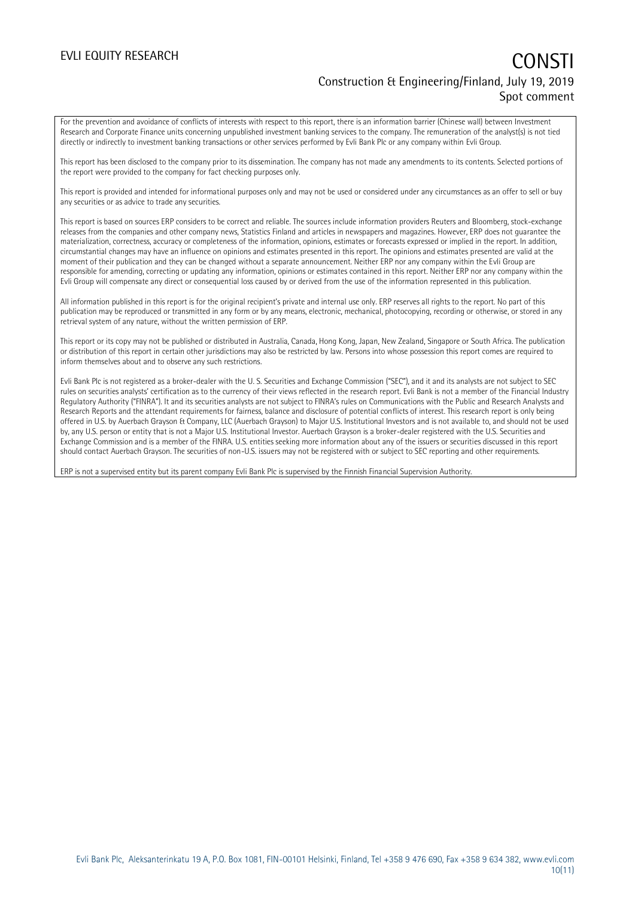For the prevention and avoidance of conflicts of interests with respect to this report, there is an information barrier (Chinese wall) between Investment Research and Corporate Finance units concerning unpublished investment banking services to the company. The remuneration of the analyst(s) is not tied directly or indirectly to investment banking transactions or other services performed by Evli Bank Plc or any company within Evli Group.

This report has been disclosed to the company prior to its dissemination. The company has not made any amendments to its contents. Selected portions of the report were provided to the company for fact checking purposes only.

This report is provided and intended for informational purposes only and may not be used or considered under any circumstances as an offer to sell or buy any securities or as advice to trade any securities.

This report is based on sources ERP considers to be correct and reliable. The sources include information providers Reuters and Bloomberg, stock-exchange releases from the companies and other company news, Statistics Finland and articles in newspapers and magazines. However, ERP does not guarantee the materialization, correctness, accuracy or completeness of the information, opinions, estimates or forecasts expressed or implied in the report. In addition, circumstantial changes may have an influence on opinions and estimates presented in this report. The opinions and estimates presented are valid at the moment of their publication and they can be changed without a separate announcement. Neither ERP nor any company within the Evli Group are responsible for amending, correcting or updating any information, opinions or estimates contained in this report. Neither ERP nor any company within the Evli Group will compensate any direct or consequential loss caused by or derived from the use of the information represented in this publication.

All information published in this report is for the original recipient's private and internal use only. ERP reserves all rights to the report. No part of this publication may be reproduced or transmitted in any form or by any means, electronic, mechanical, photocopying, recording or otherwise, or stored in any retrieval system of any nature, without the written permission of ERP.

This report or its copy may not be published or distributed in Australia, Canada, Hong Kong, Japan, New Zealand, Singapore or South Africa. The publication or distribution of this report in certain other jurisdictions may also be restricted by law. Persons into whose possession this report comes are required to inform themselves about and to observe any such restrictions.

Evli Bank Plc is not registered as a broker-dealer with the U. S. Securities and Exchange Commission ("SEC"), and it and its analysts are not subject to SEC rules on securities analysts' certification as to the currency of their views reflected in the research report. Evli Bank is not a member of the Financial Industry Regulatory Authority ("FINRA"). It and its securities analysts are not subject to FINRA's rules on Communications with the Public and Research Analysts and Research Reports and the attendant requirements for fairness, balance and disclosure of potential conflicts of interest. This research report is only being offered in U.S. by Auerbach Grayson & Company, LLC (Auerbach Grayson) to Major U.S. Institutional Investors and is not available to, and should not be used by, any U.S. person or entity that is not a Major U.S. Institutional Investor. Auerbach Grayson is a broker-dealer registered with the U.S. Securities and Exchange Commission and is a member of the FINRA. U.S. entities seeking more information about any of the issuers or securities discussed in this report should contact Auerbach Grayson. The securities of non-U.S. issuers may not be registered with or subject to SEC reporting and other requirements.

ERP is not a supervised entity but its parent company Evli Bank Plc is supervised by the Finnish Financial Supervision Authority.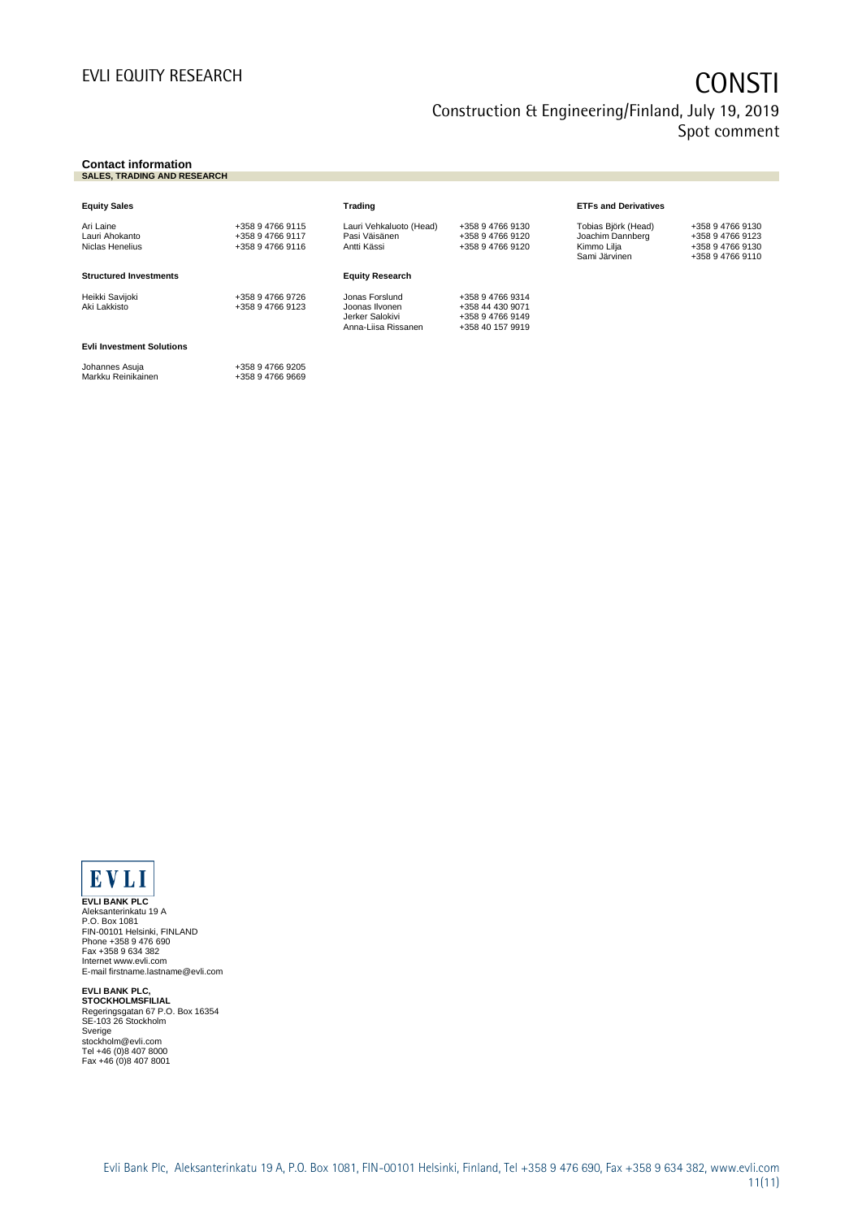# Contact information

**SALES, TRADING AND RESEARCH**

**Equity Sales**

| | |
|---|---|
| Ari Laine | +358 9 4766 9115 |
| Lauri Ahokanto | +358 9 4766 9117 |
| Niclas Henelius | +358 9 4766 9116 |

**Trading**

| | |
|---|---|
| Lauri Vehkaluoto (Head) | +358 9 4766 9130 |
| Pasi Väisänen | +358 9 4766 9120 |
| Antti Kässi | +358 9 4766 9120 |

**ETFs and Derivatives**

| | |
|---|---|
| Tobias Björk (Head) | +358 9 4766 9130 |
| Joachim Dannberg | +358 9 4766 9123 |
| Kimmo Lilja | +358 9 4766 9130 |
| Sami Järvinen | +358 9 4766 9110 |

**Structured Investments**

| | |
|---|---|
| Heikki Savijoki | +358 9 4766 9726 |
| Aki Lakkisto | +358 9 4766 9123 |

**Equity Research**

| | |
|---|---|
| Jonas Forslund | +358 9 4766 9314 |
| Joonas Ilvonen | +358 44 430 9071 |
| Jerker Salokivi | +358 9 4766 9149 |
| Anna-Liisa Rissanen | +358 40 157 9919 |

**Evli Investment Solutions**

| | |
|---|---|
| Johannes Asuja | +358 9 4766 9205 |
| Markku Reinikainen | +358 9 4766 9669 |

**EVLI BANK PLC**
Aleksanterinkatu 19 A
P.O. Box 1081
FIN-00101 Helsinki, FINLAND
Phone +358 9 476 690
Fax +358 9 634 382
Internet www.evli.com
E-mail firstname.lastname@evli.com

**EVLI BANK PLC, STOCKHOLMSFILIAL**
Regeringsgatan 67 P.O. Box 16354
SE-103 26 Stockholm
Sverige
stockholm@evli.com
Tel +46 (0)8 407 8000
Fax +46 (0)8 407 8001